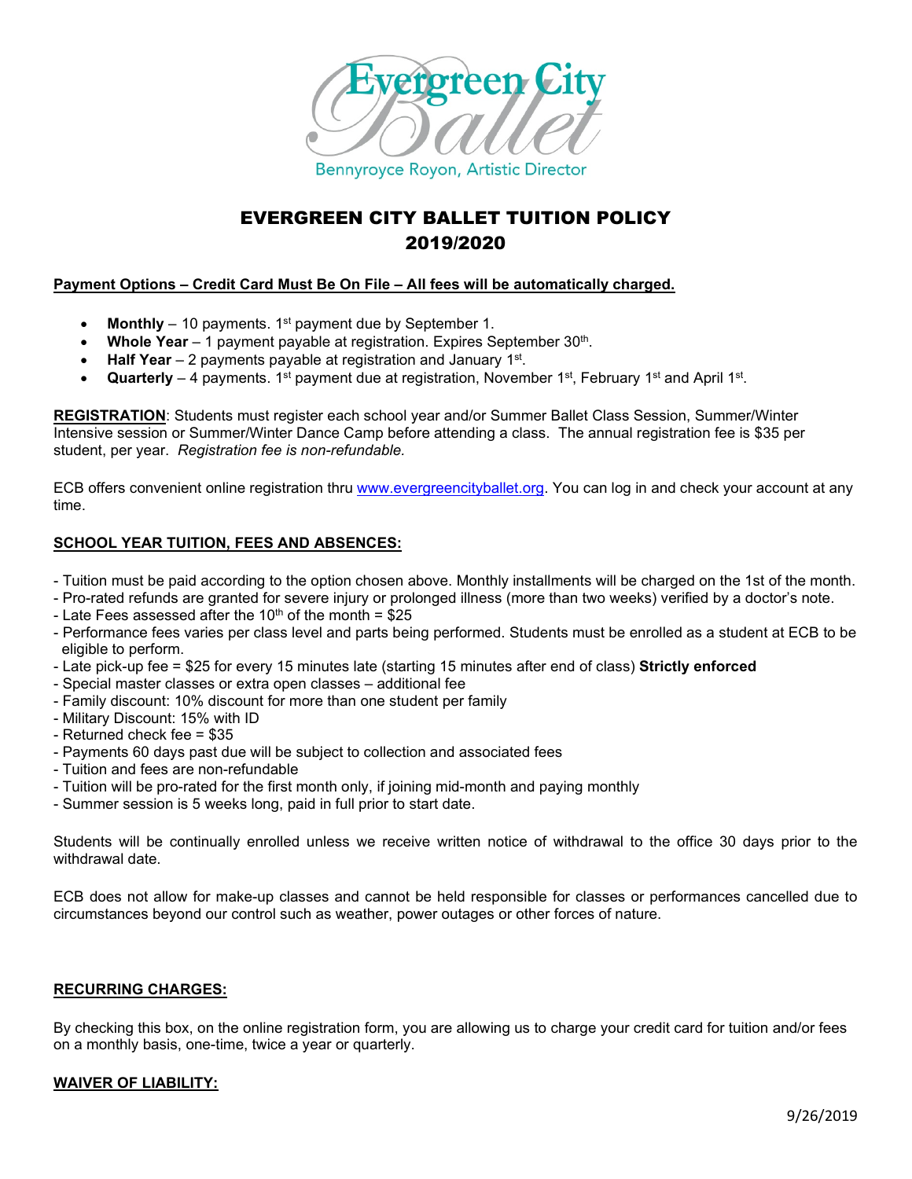Evergreen City Ballet

Bennyroyce Royon, Artistic Director

# EVERGREEN CITY BALLET TUITION POLICY 2019/2020

**Payment Options – Credit Card Must Be On File – All fees will be automatically charged.**

- **Monthly** – 10 payments. 1st payment due by September 1.
- **Whole Year** – 1 payment payable at registration. Expires September 30th.
- **Half Year** – 2 payments payable at registration and January 1st.
- **Quarterly** – 4 payments. 1st payment due at registration, November 1st, February 1st and April 1st.

**REGISTRATION**: Students must register each school year and/or Summer Ballet Class Session, Summer/Winter Intensive session or Summer/Winter Dance Camp before attending a class. The annual registration fee is $35 per student, per year. *Registration fee is non-refundable.*

ECB offers convenient online registration thru www.evergreencityballet.org. You can log in and check your account at any time.

**SCHOOL YEAR TUITION, FEES AND ABSENCES:**

- Tuition must be paid according to the option chosen above. Monthly installments will be charged on the 1st of the month.
- Pro-rated refunds are granted for severe injury or prolonged illness (more than two weeks) verified by a doctor's note.
- Late Fees assessed after the 10th of the month = $25
- Performance fees varies per class level and parts being performed. Students must be enrolled as a student at ECB to be eligible to perform.
- Late pick-up fee = $25 for every 15 minutes late (starting 15 minutes after end of class) **Strictly enforced**
- Special master classes or extra open classes – additional fee
- Family discount: 10% discount for more than one student per family
- Military Discount: 15% with ID
- Returned check fee = $35
- Payments 60 days past due will be subject to collection and associated fees
- Tuition and fees are non-refundable
- Tuition will be pro-rated for the first month only, if joining mid-month and paying monthly
- Summer session is 5 weeks long, paid in full prior to start date.

Students will be continually enrolled unless we receive written notice of withdrawal to the office 30 days prior to the withdrawal date.

ECB does not allow for make-up classes and cannot be held responsible for classes or performances cancelled due to circumstances beyond our control such as weather, power outages or other forces of nature.

**RECURRING CHARGES:**

By checking this box, on the online registration form, you are allowing us to charge your credit card for tuition and/or fees on a monthly basis, one-time, twice a year or quarterly.

**WAIVER OF LIABILITY:**

9/26/2019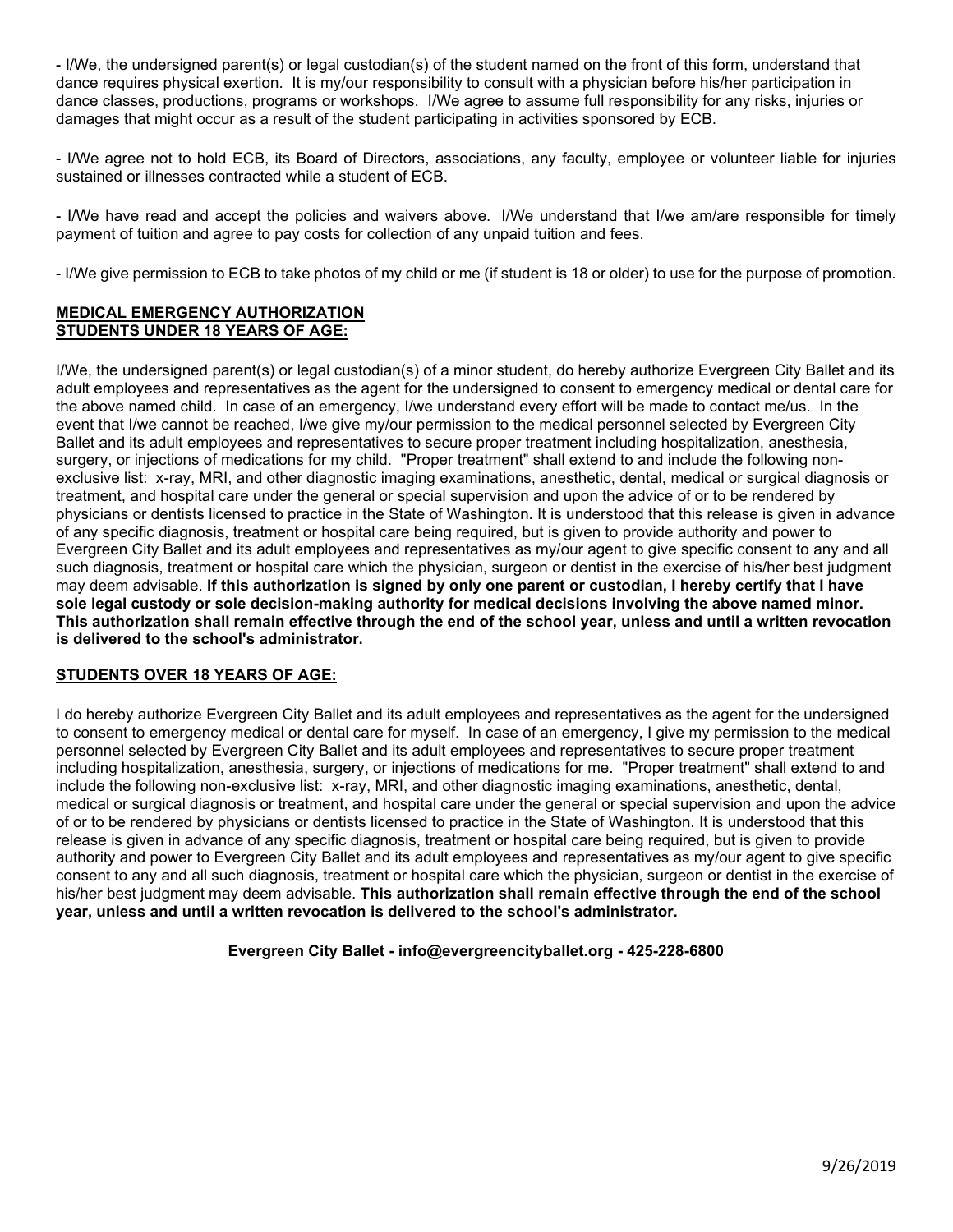- I/We, the undersigned parent(s) or legal custodian(s) of the student named on the front of this form, understand that dance requires physical exertion. It is my/our responsibility to consult with a physician before his/her participation in dance classes, productions, programs or workshops. I/We agree to assume full responsibility for any risks, injuries or damages that might occur as a result of the student participating in activities sponsored by ECB.

- I/We agree not to hold ECB, its Board of Directors, associations, any faculty, employee or volunteer liable for injuries sustained or illnesses contracted while a student of ECB.

- I/We have read and accept the policies and waivers above. I/We understand that I/we am/are responsible for timely payment of tuition and agree to pay costs for collection of any unpaid tuition and fees.

- I/We give permission to ECB to take photos of my child or me (if student is 18 or older) to use for the purpose of promotion.

**MEDICAL EMERGENCY AUTHORIZATION**
**STUDENTS UNDER 18 YEARS OF AGE:**

I/We, the undersigned parent(s) or legal custodian(s) of a minor student, do hereby authorize Evergreen City Ballet and its adult employees and representatives as the agent for the undersigned to consent to emergency medical or dental care for the above named child. In case of an emergency, I/we understand every effort will be made to contact me/us. In the event that I/we cannot be reached, I/we give my/our permission to the medical personnel selected by Evergreen City Ballet and its adult employees and representatives to secure proper treatment including hospitalization, anesthesia, surgery, or injections of medications for my child. "Proper treatment" shall extend to and include the following non-exclusive list: x-ray, MRI, and other diagnostic imaging examinations, anesthetic, dental, medical or surgical diagnosis or treatment, and hospital care under the general or special supervision and upon the advice of or to be rendered by physicians or dentists licensed to practice in the State of Washington. It is understood that this release is given in advance of any specific diagnosis, treatment or hospital care being required, but is given to provide authority and power to Evergreen City Ballet and its adult employees and representatives as my/our agent to give specific consent to any and all such diagnosis, treatment or hospital care which the physician, surgeon or dentist in the exercise of his/her best judgment may deem advisable. **If this authorization is signed by only one parent or custodian, I hereby certify that I have sole legal custody or sole decision-making authority for medical decisions involving the above named minor. This authorization shall remain effective through the end of the school year, unless and until a written revocation is delivered to the school's administrator.**

**STUDENTS OVER 18 YEARS OF AGE:**

I do hereby authorize Evergreen City Ballet and its adult employees and representatives as the agent for the undersigned to consent to emergency medical or dental care for myself. In case of an emergency, I give my permission to the medical personnel selected by Evergreen City Ballet and its adult employees and representatives to secure proper treatment including hospitalization, anesthesia, surgery, or injections of medications for me. "Proper treatment" shall extend to and include the following non-exclusive list: x-ray, MRI, and other diagnostic imaging examinations, anesthetic, dental, medical or surgical diagnosis or treatment, and hospital care under the general or special supervision and upon the advice of or to be rendered by physicians or dentists licensed to practice in the State of Washington. It is understood that this release is given in advance of any specific diagnosis, treatment or hospital care being required, but is given to provide authority and power to Evergreen City Ballet and its adult employees and representatives as my/our agent to give specific consent to any and all such diagnosis, treatment or hospital care which the physician, surgeon or dentist in the exercise of his/her best judgment may deem advisable. **This authorization shall remain effective through the end of the school year, unless and until a written revocation is delivered to the school's administrator.**

**Evergreen City Ballet - info@evergreencityballet.org - 425-228-6800**

9/26/2019